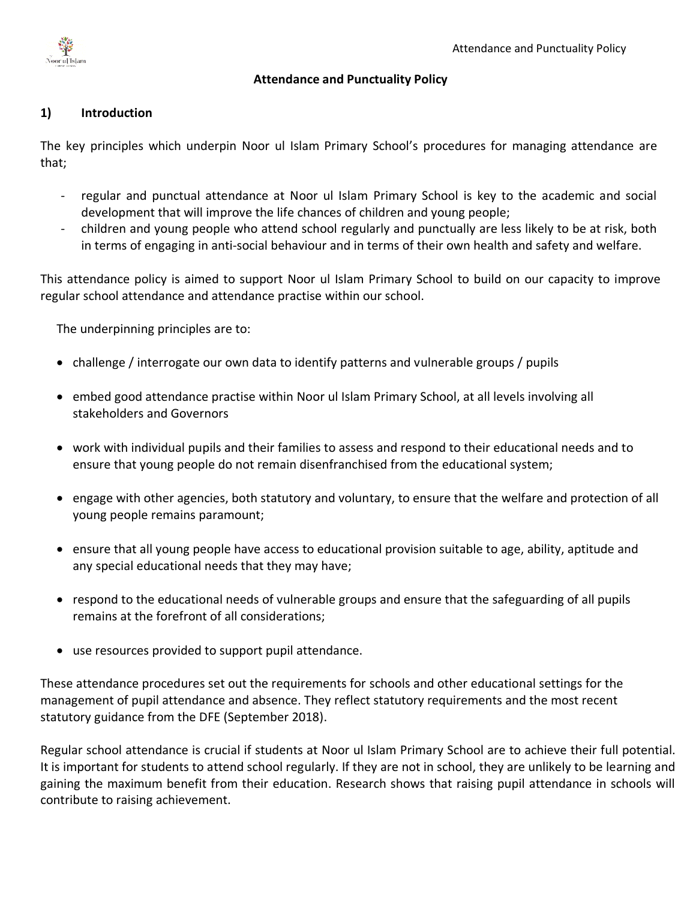# Attendance and Punctuality Policy

## 1) Introduction

The key principles which underpin Noor ul Islam Primary School's procedures for managing attendance are that;

- regular and punctual attendance at Noor ul Islam Primary School is key to the academic and social development that will improve the life chances of children and young people;
- children and young people who attend school regularly and punctually are less likely to be at risk, both in terms of engaging in anti-social behaviour and in terms of their own health and safety and welfare.

This attendance policy is aimed to support Noor ul Islam Primary School to build on our capacity to improve regular school attendance and attendance practise within our school.

The underpinning principles are to:

- challenge / interrogate our own data to identify patterns and vulnerable groups / pupils
- embed good attendance practise within Noor ul Islam Primary School, at all levels involving all stakeholders and Governors
- work with individual pupils and their families to assess and respond to their educational needs and to ensure that young people do not remain disenfranchised from the educational system;
- engage with other agencies, both statutory and voluntary, to ensure that the welfare and protection of all young people remains paramount;
- ensure that all young people have access to educational provision suitable to age, ability, aptitude and any special educational needs that they may have;
- respond to the educational needs of vulnerable groups and ensure that the safeguarding of all pupils remains at the forefront of all considerations;
- use resources provided to support pupil attendance.

These attendance procedures set out the requirements for schools and other educational settings for the management of pupil attendance and absence. They reflect statutory requirements and the most recent statutory guidance from the DFE (September 2018).

Regular school attendance is crucial if students at Noor ul Islam Primary School are to achieve their full potential. It is important for students to attend school regularly. If they are not in school, they are unlikely to be learning and gaining the maximum benefit from their education. Research shows that raising pupil attendance in schools will contribute to raising achievement.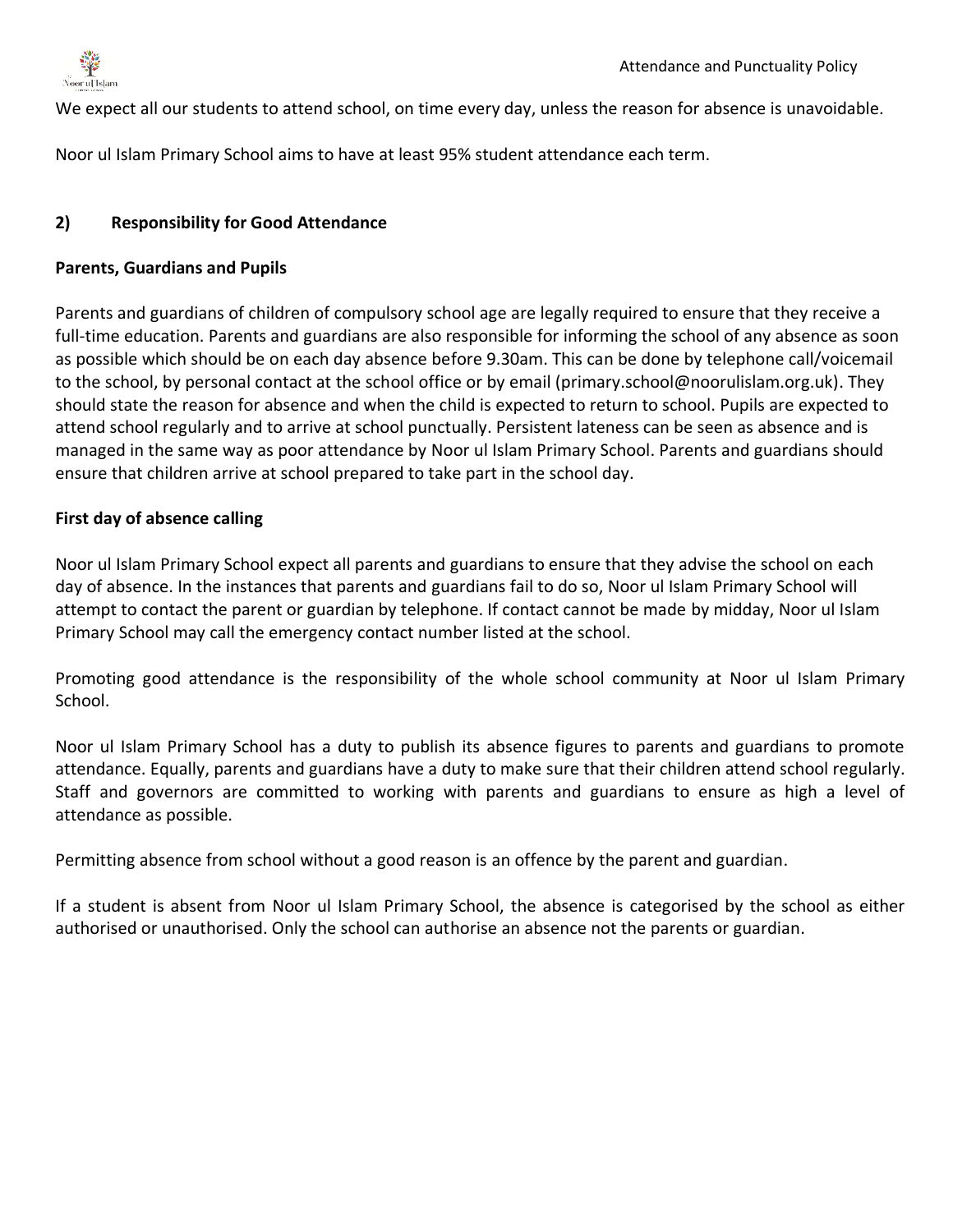We expect all our students to attend school, on time every day, unless the reason for absence is unavoidable.

Noor ul Islam Primary School aims to have at least 95% student attendance each term.

## 2) Responsibility for Good Attendance

### Parents, Guardians and Pupils

Parents and guardians of children of compulsory school age are legally required to ensure that they receive a full-time education. Parents and guardians are also responsible for informing the school of any absence as soon as possible which should be on each day absence before 9.30am. This can be done by telephone call/voicemail to the school, by personal contact at the school office or by email (primary.school@noorulislam.org.uk). They should state the reason for absence and when the child is expected to return to school. Pupils are expected to attend school regularly and to arrive at school punctually. Persistent lateness can be seen as absence and is managed in the same way as poor attendance by Noor ul Islam Primary School. Parents and guardians should ensure that children arrive at school prepared to take part in the school day.

### First day of absence calling

Noor ul Islam Primary School expect all parents and guardians to ensure that they advise the school on each day of absence. In the instances that parents and guardians fail to do so, Noor ul Islam Primary School will attempt to contact the parent or guardian by telephone. If contact cannot be made by midday, Noor ul Islam Primary School may call the emergency contact number listed at the school.

Promoting good attendance is the responsibility of the whole school community at Noor ul Islam Primary School.

Noor ul Islam Primary School has a duty to publish its absence figures to parents and guardians to promote attendance. Equally, parents and guardians have a duty to make sure that their children attend school regularly. Staff and governors are committed to working with parents and guardians to ensure as high a level of attendance as possible.

Permitting absence from school without a good reason is an offence by the parent and guardian.

If a student is absent from Noor ul Islam Primary School, the absence is categorised by the school as either authorised or unauthorised. Only the school can authorise an absence not the parents or guardian.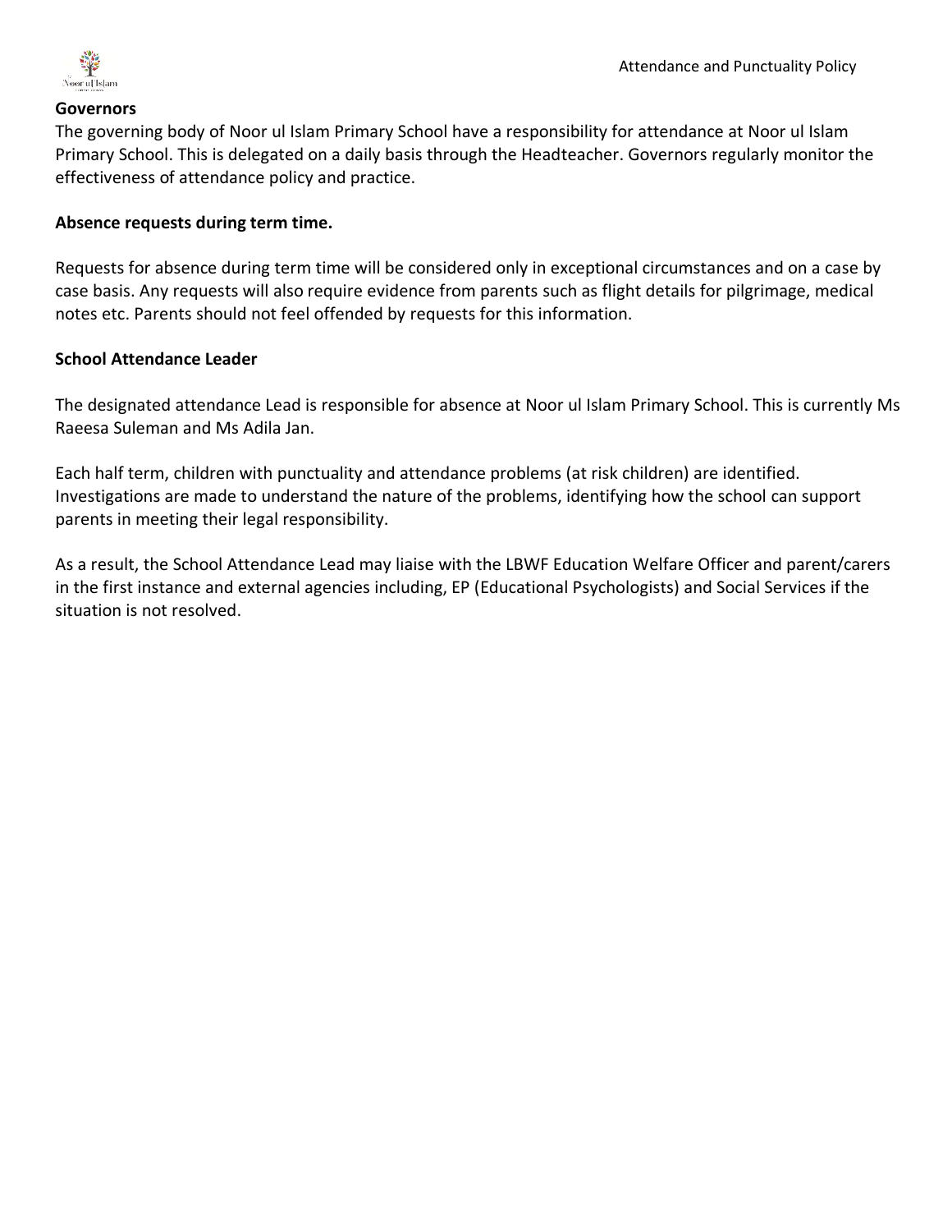**Governors**

The governing body of Noor ul Islam Primary School have a responsibility for attendance at Noor ul Islam Primary School. This is delegated on a daily basis through the Headteacher. Governors regularly monitor the effectiveness of attendance policy and practice.

**Absence requests during term time.**

Requests for absence during term time will be considered only in exceptional circumstances and on a case by case basis. Any requests will also require evidence from parents such as flight details for pilgrimage, medical notes etc. Parents should not feel offended by requests for this information.

**School Attendance Leader**

The designated attendance Lead is responsible for absence at Noor ul Islam Primary School. This is currently Ms Raeesa Suleman and Ms Adila Jan.

Each half term, children with punctuality and attendance problems (at risk children) are identified. Investigations are made to understand the nature of the problems, identifying how the school can support parents in meeting their legal responsibility.

As a result, the School Attendance Lead may liaise with the LBWF Education Welfare Officer and parent/carers in the first instance and external agencies including, EP (Educational Psychologists) and Social Services if the situation is not resolved.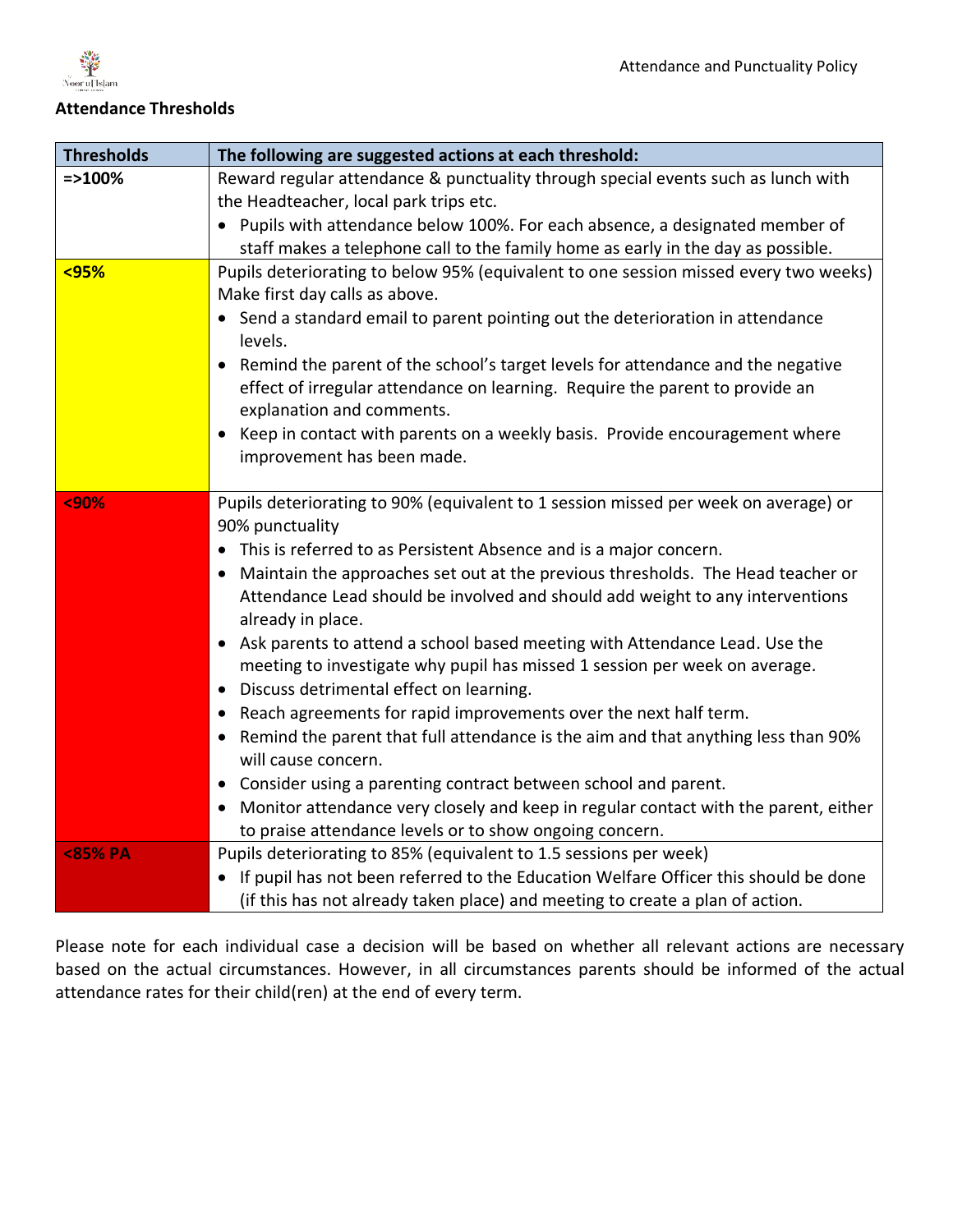**Attendance Thresholds**

| Thresholds | The following are suggested actions at each threshold: |
|---|---|
| =>100% | Reward regular attendance & punctuality through special events such as lunch with the Headteacher, local park trips etc.<br>• Pupils with attendance below 100%. For each absence, a designated member of staff makes a telephone call to the family home as early in the day as possible. |
| <95% | Pupils deteriorating to below 95% (equivalent to one session missed every two weeks) Make first day calls as above.<br>• Send a standard email to parent pointing out the deterioration in attendance levels.<br>• Remind the parent of the school's target levels for attendance and the negative effect of irregular attendance on learning. Require the parent to provide an explanation and comments.<br>• Keep in contact with parents on a weekly basis. Provide encouragement where improvement has been made. |
| <90% | Pupils deteriorating to 90% (equivalent to 1 session missed per week on average) or 90% punctuality<br>• This is referred to as Persistent Absence and is a major concern.<br>• Maintain the approaches set out at the previous thresholds. The Head teacher or Attendance Lead should be involved and should add weight to any interventions already in place.<br>• Ask parents to attend a school based meeting with Attendance Lead. Use the meeting to investigate why pupil has missed 1 session per week on average.<br>• Discuss detrimental effect on learning.<br>• Reach agreements for rapid improvements over the next half term.<br>• Remind the parent that full attendance is the aim and that anything less than 90% will cause concern.<br>• Consider using a parenting contract between school and parent.<br>• Monitor attendance very closely and keep in regular contact with the parent, either to praise attendance levels or to show ongoing concern. |
| <85% PA | Pupils deteriorating to 85% (equivalent to 1.5 sessions per week)<br>• If pupil has not been referred to the Education Welfare Officer this should be done (if this has not already taken place) and meeting to create a plan of action. |

Please note for each individual case a decision will be based on whether all relevant actions are necessary based on the actual circumstances. However, in all circumstances parents should be informed of the actual attendance rates for their child(ren) at the end of every term.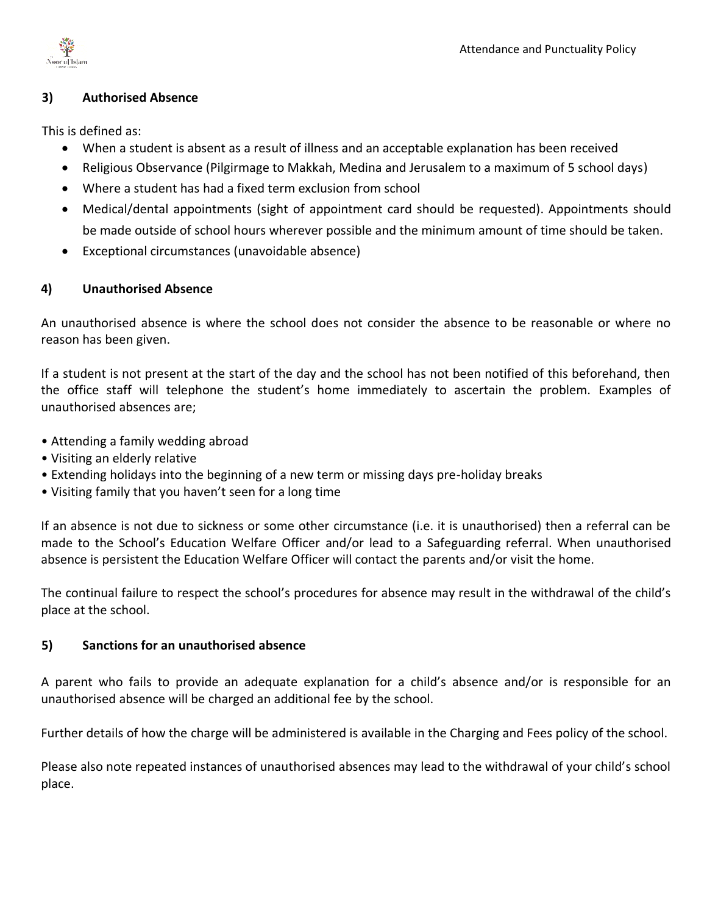## 3) Authorised Absence

This is defined as:

- When a student is absent as a result of illness and an acceptable explanation has been received
- Religious Observance (Pilgrimage to Makkah, Medina and Jerusalem to a maximum of 5 school days)
- Where a student has had a fixed term exclusion from school
- Medical/dental appointments (sight of appointment card should be requested). Appointments should be made outside of school hours wherever possible and the minimum amount of time should be taken.
- Exceptional circumstances (unavoidable absence)

## 4) Unauthorised Absence

An unauthorised absence is where the school does not consider the absence to be reasonable or where no reason has been given.

If a student is not present at the start of the day and the school has not been notified of this beforehand, then the office staff will telephone the student's home immediately to ascertain the problem. Examples of unauthorised absences are;

- Attending a family wedding abroad
- Visiting an elderly relative
- Extending holidays into the beginning of a new term or missing days pre-holiday breaks
- Visiting family that you haven't seen for a long time

If an absence is not due to sickness or some other circumstance (i.e. it is unauthorised) then a referral can be made to the School's Education Welfare Officer and/or lead to a Safeguarding referral. When unauthorised absence is persistent the Education Welfare Officer will contact the parents and/or visit the home.

The continual failure to respect the school's procedures for absence may result in the withdrawal of the child's place at the school.

## 5) Sanctions for an unauthorised absence

A parent who fails to provide an adequate explanation for a child's absence and/or is responsible for an unauthorised absence will be charged an additional fee by the school.

Further details of how the charge will be administered is available in the Charging and Fees policy of the school.

Please also note repeated instances of unauthorised absences may lead to the withdrawal of your child's school place.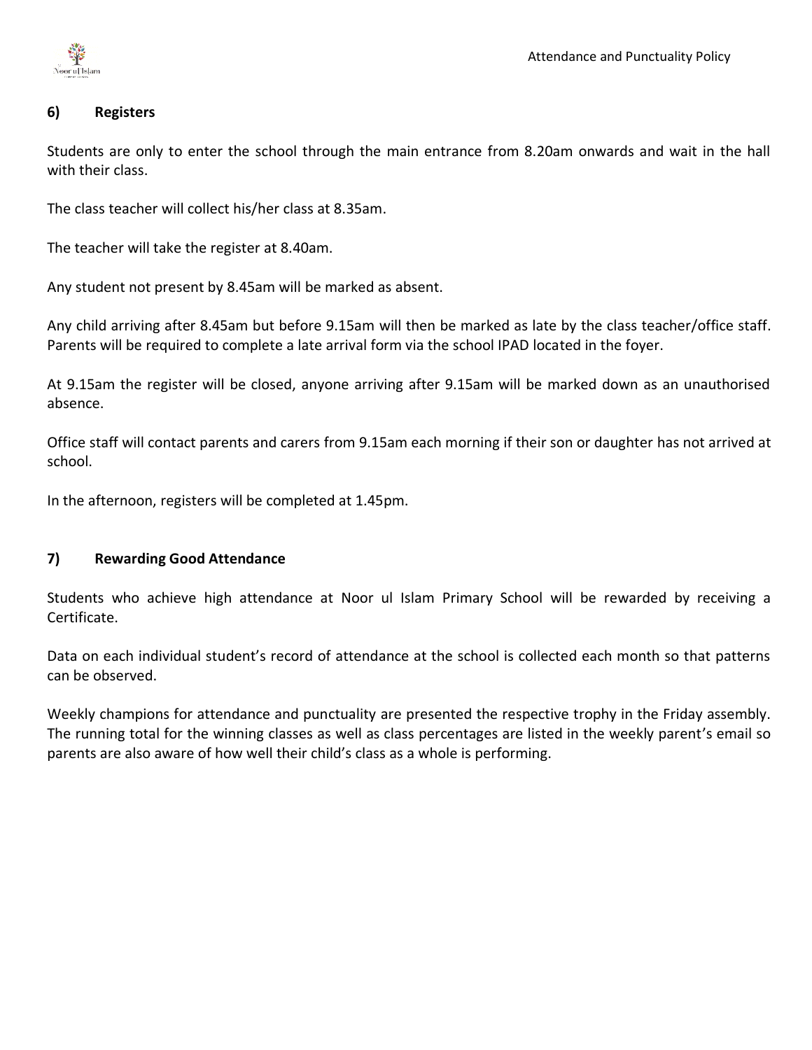## 6) Registers

Students are only to enter the school through the main entrance from 8.20am onwards and wait in the hall with their class.

The class teacher will collect his/her class at 8.35am.

The teacher will take the register at 8.40am.

Any student not present by 8.45am will be marked as absent.

Any child arriving after 8.45am but before 9.15am will then be marked as late by the class teacher/office staff. Parents will be required to complete a late arrival form via the school IPAD located in the foyer.

At 9.15am the register will be closed, anyone arriving after 9.15am will be marked down as an unauthorised absence.

Office staff will contact parents and carers from 9.15am each morning if their son or daughter has not arrived at school.

In the afternoon, registers will be completed at 1.45pm.

## 7) Rewarding Good Attendance

Students who achieve high attendance at Noor ul Islam Primary School will be rewarded by receiving a Certificate.

Data on each individual student's record of attendance at the school is collected each month so that patterns can be observed.

Weekly champions for attendance and punctuality are presented the respective trophy in the Friday assembly. The running total for the winning classes as well as class percentages are listed in the weekly parent's email so parents are also aware of how well their child's class as a whole is performing.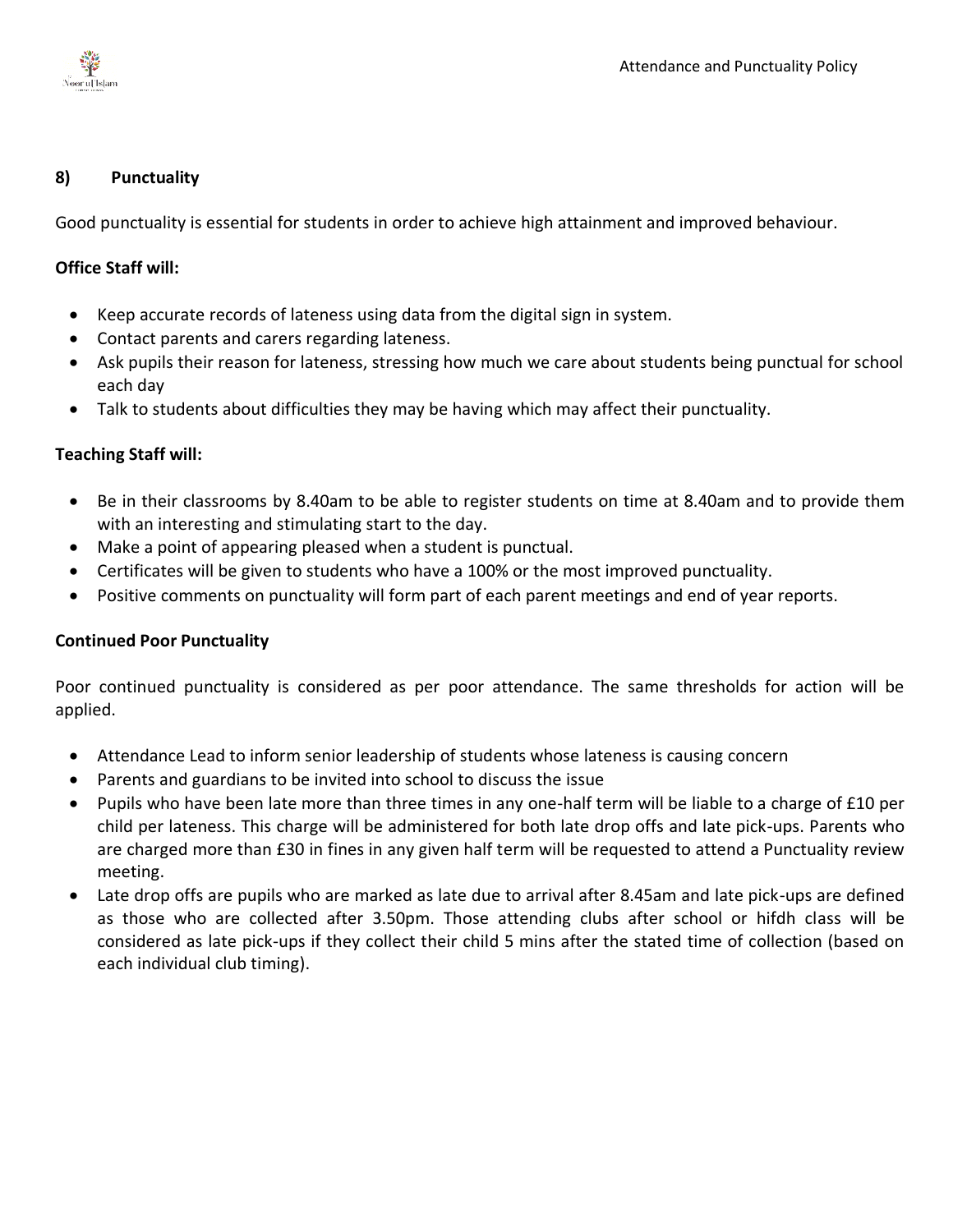## 8) Punctuality

Good punctuality is essential for students in order to achieve high attainment and improved behaviour.

**Office Staff will:**

- Keep accurate records of lateness using data from the digital sign in system.
- Contact parents and carers regarding lateness.
- Ask pupils their reason for lateness, stressing how much we care about students being punctual for school each day
- Talk to students about difficulties they may be having which may affect their punctuality.

**Teaching Staff will:**

- Be in their classrooms by 8.40am to be able to register students on time at 8.40am and to provide them with an interesting and stimulating start to the day.
- Make a point of appearing pleased when a student is punctual.
- Certificates will be given to students who have a 100% or the most improved punctuality.
- Positive comments on punctuality will form part of each parent meetings and end of year reports.

**Continued Poor Punctuality**

Poor continued punctuality is considered as per poor attendance. The same thresholds for action will be applied.

- Attendance Lead to inform senior leadership of students whose lateness is causing concern
- Parents and guardians to be invited into school to discuss the issue
- Pupils who have been late more than three times in any one-half term will be liable to a charge of £10 per child per lateness. This charge will be administered for both late drop offs and late pick-ups. Parents who are charged more than £30 in fines in any given half term will be requested to attend a Punctuality review meeting.
- Late drop offs are pupils who are marked as late due to arrival after 8.45am and late pick-ups are defined as those who are collected after 3.50pm. Those attending clubs after school or hifdh class will be considered as late pick-ups if they collect their child 5 mins after the stated time of collection (based on each individual club timing).